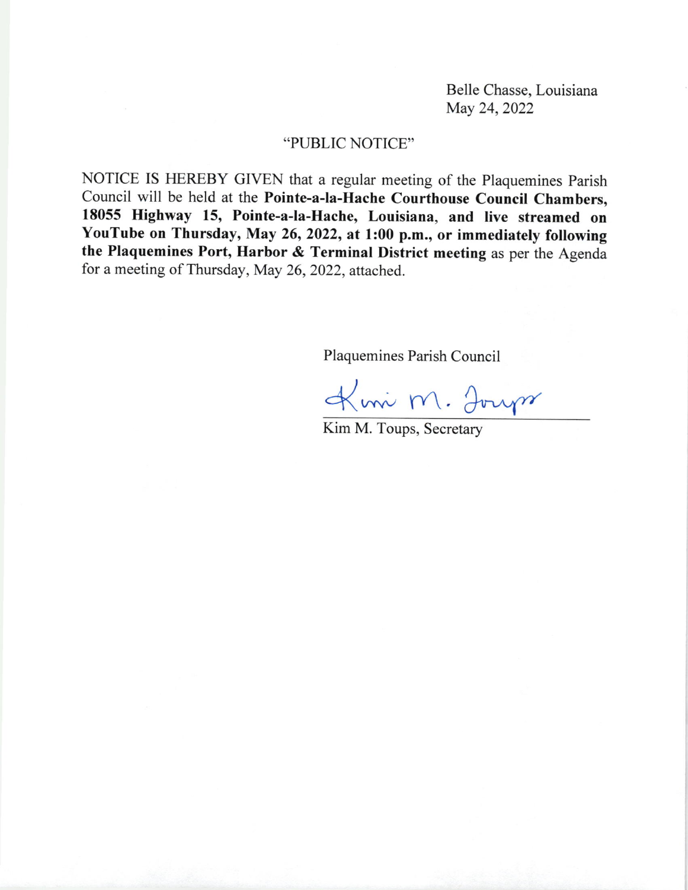Belle Chasse, Louisiana
May 24, 2022

"PUBLIC NOTICE"

NOTICE IS HEREBY GIVEN that a regular meeting of the Plaquemines Parish Council will be held at the **Pointe-a-la-Hache Courthouse Council Chambers, 18055 Highway 15, Pointe-a-la-Hache, Louisiana, and live streamed on YouTube on Thursday, May 26, 2022, at 1:00 p.m., or immediately following the Plaquemines Port, Harbor & Terminal District meeting** as per the Agenda for a meeting of Thursday, May 26, 2022, attached.

Plaquemines Parish Council

Kim M. Toups

Kim M. Toups, Secretary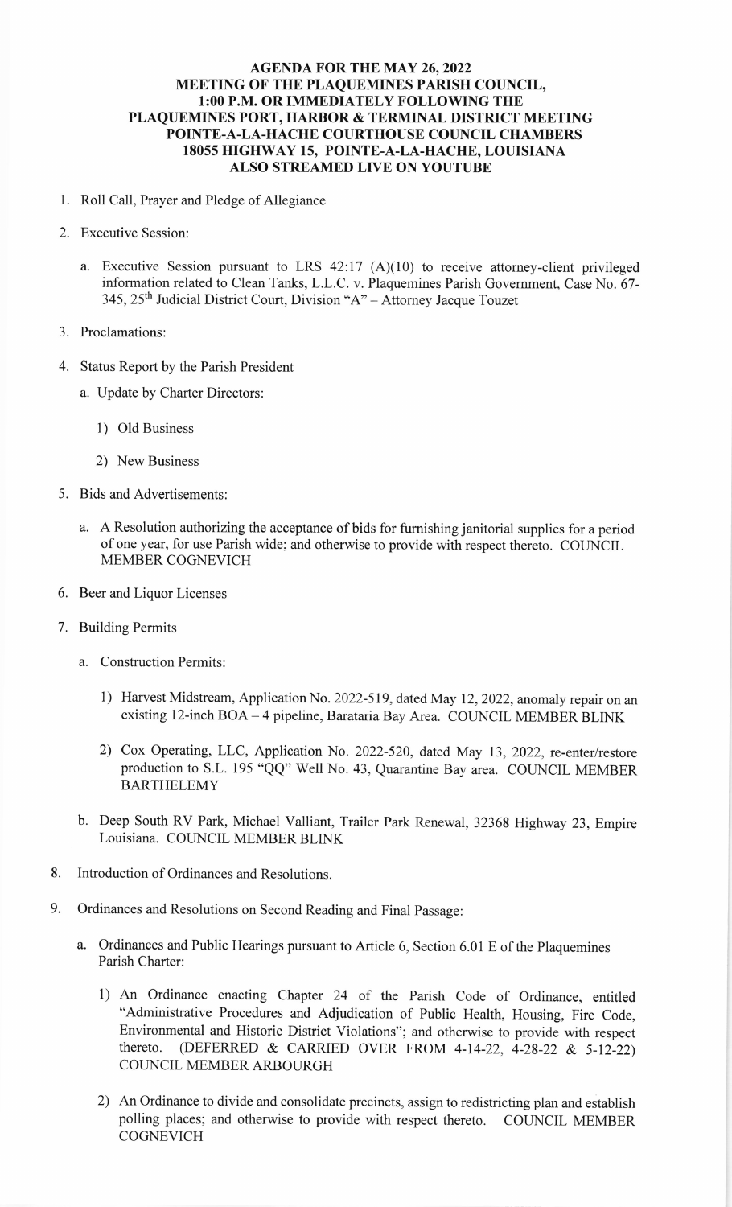# AGENDA FOR THE MAY 26, 2022 MEETING OF THE PLAQUEMINES PARISH COUNCIL, 1:00 P.M. OR IMMEDIATELY FOLLOWING THE PLAQUEMINES PORT, HARBOR & TERMINAL DISTRICT MEETING POINTE-A-LA-HACHE COURTHOUSE COUNCIL CHAMBERS 18055 HIGHWAY 15, POINTE-A-LA-HACHE, LOUISIANA ALSO STREAMED LIVE ON YOUTUBE

1. Roll Call, Prayer and Pledge of Allegiance

2. Executive Session:

   a. Executive Session pursuant to LRS 42:17 (A)(10) to receive attorney-client privileged information related to Clean Tanks, L.L.C. v. Plaquemines Parish Government, Case No. 67-345, 25th Judicial District Court, Division "A" – Attorney Jacque Touzet

3. Proclamations:

4. Status Report by the Parish President

   a. Update by Charter Directors:

      1) Old Business

      2) New Business

5. Bids and Advertisements:

   a. A Resolution authorizing the acceptance of bids for furnishing janitorial supplies for a period of one year, for use Parish wide; and otherwise to provide with respect thereto. COUNCIL MEMBER COGNEVICH

6. Beer and Liquor Licenses

7. Building Permits

   a. Construction Permits:

      1) Harvest Midstream, Application No. 2022-519, dated May 12, 2022, anomaly repair on an existing 12-inch BOA – 4 pipeline, Barataria Bay Area. COUNCIL MEMBER BLINK

      2) Cox Operating, LLC, Application No. 2022-520, dated May 13, 2022, re-enter/restore production to S.L. 195 "QQ" Well No. 43, Quarantine Bay area. COUNCIL MEMBER BARTHELEMY

   b. Deep South RV Park, Michael Valliant, Trailer Park Renewal, 32368 Highway 23, Empire Louisiana. COUNCIL MEMBER BLINK

8. Introduction of Ordinances and Resolutions.

9. Ordinances and Resolutions on Second Reading and Final Passage:

   a. Ordinances and Public Hearings pursuant to Article 6, Section 6.01 E of the Plaquemines Parish Charter:

      1) An Ordinance enacting Chapter 24 of the Parish Code of Ordinance, entitled "Administrative Procedures and Adjudication of Public Health, Housing, Fire Code, Environmental and Historic District Violations"; and otherwise to provide with respect thereto. (DEFERRED & CARRIED OVER FROM 4-14-22, 4-28-22 & 5-12-22) COUNCIL MEMBER ARBOURGH

      2) An Ordinance to divide and consolidate precincts, assign to redistricting plan and establish polling places; and otherwise to provide with respect thereto. COUNCIL MEMBER COGNEVICH